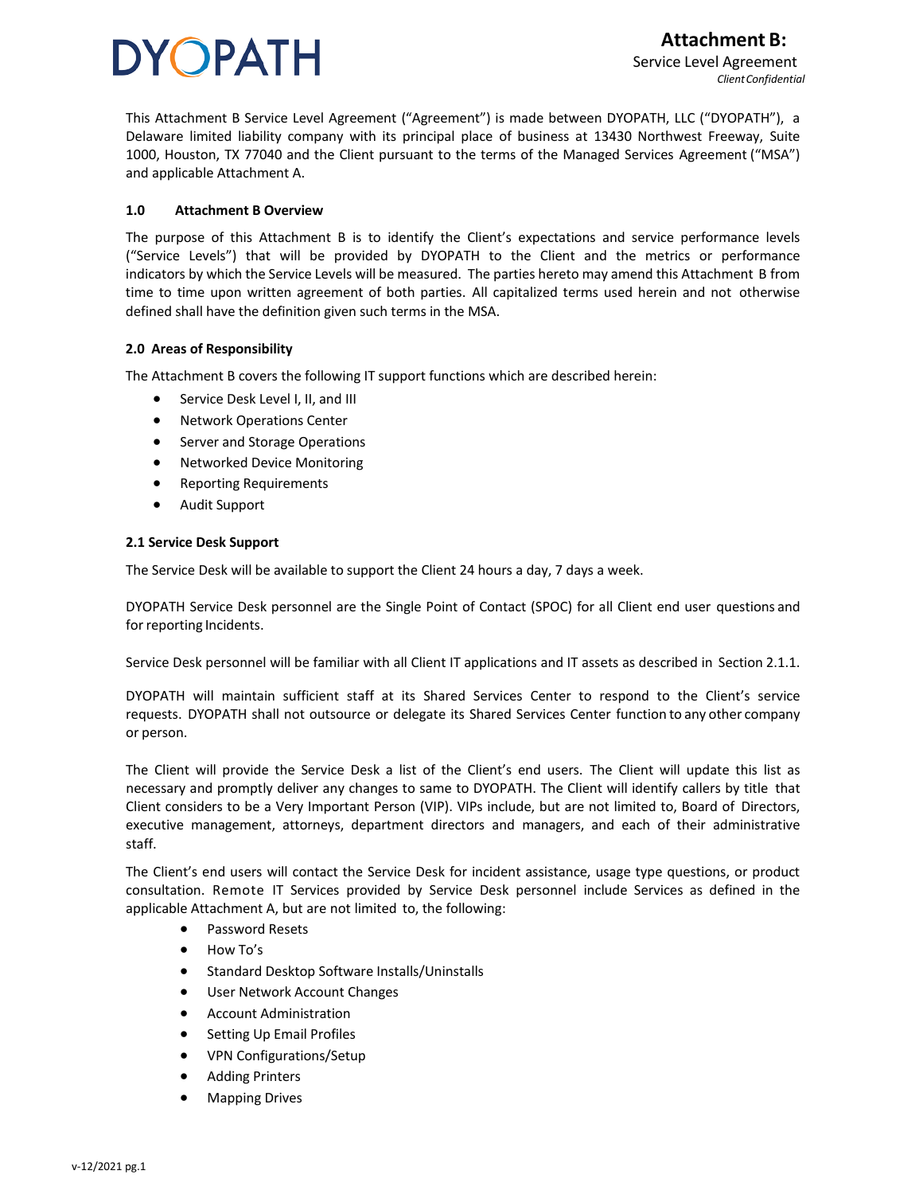# Attachment B:

Service Level Agreement

*Client Confidential*

This Attachment B Service Level Agreement ("Agreement") is made between DYOPATH, LLC ("DYOPATH"), a Delaware limited liability company with its principal place of business at 13430 Northwest Freeway, Suite 1000, Houston, TX 77040 and the Client pursuant to the terms of the Managed Services Agreement ("MSA") and applicable Attachment A.

## 1.0 Attachment B Overview

The purpose of this Attachment B is to identify the Client's expectations and service performance levels ("Service Levels") that will be provided by DYOPATH to the Client and the metrics or performance indicators by which the Service Levels will be measured. The parties hereto may amend this Attachment B from time to time upon written agreement of both parties. All capitalized terms used herein and not otherwise defined shall have the definition given such terms in the MSA.

## 2.0 Areas of Responsibility

The Attachment B covers the following IT support functions which are described herein:

- Service Desk Level I, II, and III
- Network Operations Center
- Server and Storage Operations
- Networked Device Monitoring
- Reporting Requirements
- Audit Support

### 2.1 Service Desk Support

The Service Desk will be available to support the Client 24 hours a day, 7 days a week.

DYOPATH Service Desk personnel are the Single Point of Contact (SPOC) for all Client end user questions and for reporting Incidents.

Service Desk personnel will be familiar with all Client IT applications and IT assets as described in Section 2.1.1.

DYOPATH will maintain sufficient staff at its Shared Services Center to respond to the Client's service requests. DYOPATH shall not outsource or delegate its Shared Services Center function to any other company or person.

The Client will provide the Service Desk a list of the Client's end users. The Client will update this list as necessary and promptly deliver any changes to same to DYOPATH. The Client will identify callers by title that Client considers to be a Very Important Person (VIP). VIPs include, but are not limited to, Board of Directors, executive management, attorneys, department directors and managers, and each of their administrative staff.

The Client's end users will contact the Service Desk for incident assistance, usage type questions, or product consultation. Remote IT Services provided by Service Desk personnel include Services as defined in the applicable Attachment A, but are not limited to, the following:

- Password Resets
- How To's
- Standard Desktop Software Installs/Uninstalls
- User Network Account Changes
- Account Administration
- Setting Up Email Profiles
- VPN Configurations/Setup
- Adding Printers
- Mapping Drives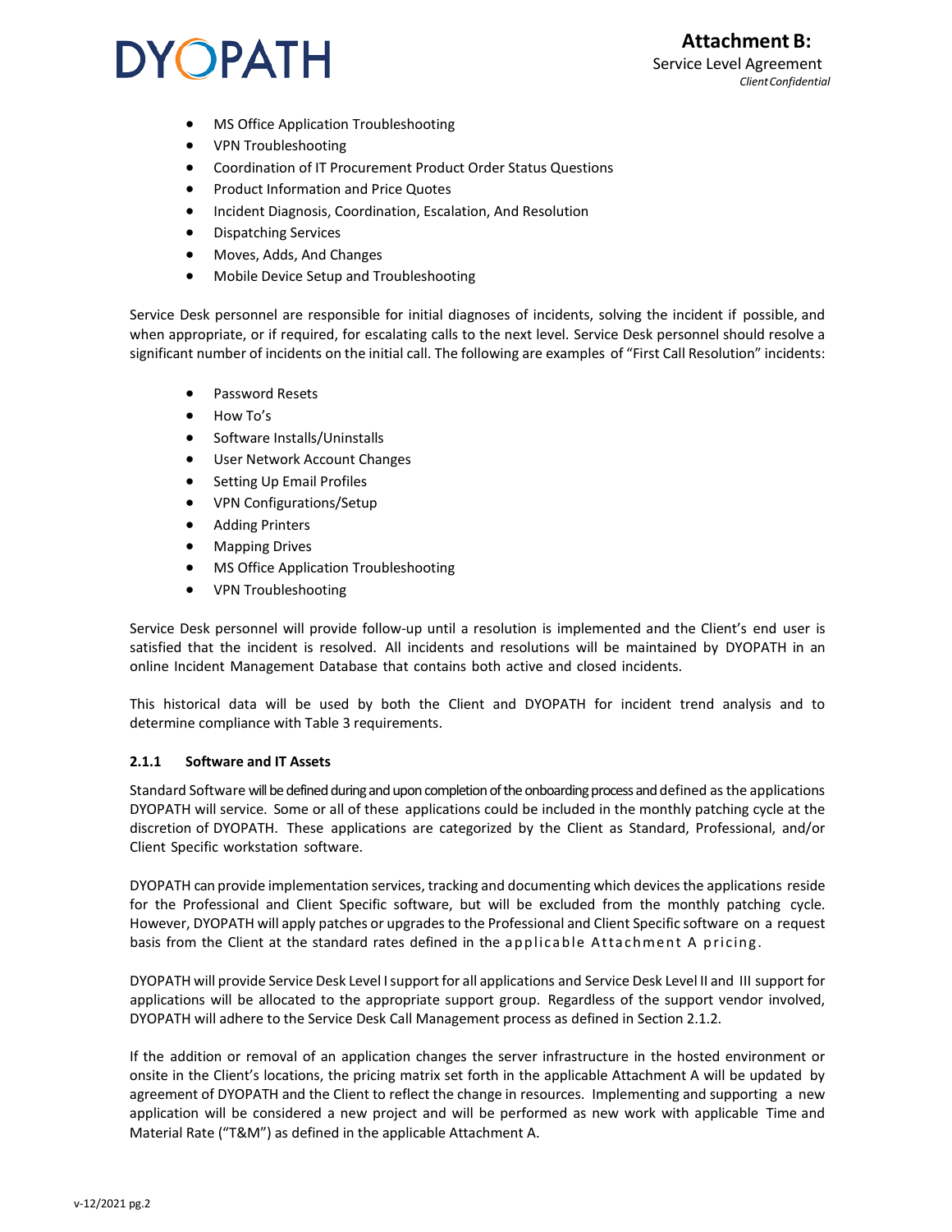- MS Office Application Troubleshooting
- VPN Troubleshooting
- Coordination of IT Procurement Product Order Status Questions
- Product Information and Price Quotes
- Incident Diagnosis, Coordination, Escalation, And Resolution
- Dispatching Services
- Moves, Adds, And Changes
- Mobile Device Setup and Troubleshooting

Service Desk personnel are responsible for initial diagnoses of incidents, solving the incident if possible, and when appropriate, or if required, for escalating calls to the next level. Service Desk personnel should resolve a significant number of incidents on the initial call. The following are examples of "First Call Resolution" incidents:

- Password Resets
- How To's
- Software Installs/Uninstalls
- User Network Account Changes
- Setting Up Email Profiles
- VPN Configurations/Setup
- Adding Printers
- Mapping Drives
- MS Office Application Troubleshooting
- VPN Troubleshooting

Service Desk personnel will provide follow-up until a resolution is implemented and the Client's end user is satisfied that the incident is resolved. All incidents and resolutions will be maintained by DYOPATH in an online Incident Management Database that contains both active and closed incidents.

This historical data will be used by both the Client and DYOPATH for incident trend analysis and to determine compliance with Table 3 requirements.

### 2.1.1 Software and IT Assets

Standard Software will be defined during and upon completion of the onboarding process and defined as the applications DYOPATH will service. Some or all of these applications could be included in the monthly patching cycle at the discretion of DYOPATH. These applications are categorized by the Client as Standard, Professional, and/or Client Specific workstation software.

DYOPATH can provide implementation services, tracking and documenting which devices the applications reside for the Professional and Client Specific software, but will be excluded from the monthly patching cycle. However, DYOPATH will apply patches or upgrades to the Professional and Client Specific software on a request basis from the Client at the standard rates defined in the applicable Attachment A pricing.

DYOPATH will provide Service Desk Level I support for all applications and Service Desk Level II and III support for applications will be allocated to the appropriate support group. Regardless of the support vendor involved, DYOPATH will adhere to the Service Desk Call Management process as defined in Section 2.1.2.

If the addition or removal of an application changes the server infrastructure in the hosted environment or onsite in the Client's locations, the pricing matrix set forth in the applicable Attachment A will be updated by agreement of DYOPATH and the Client to reflect the change in resources. Implementing and supporting a new application will be considered a new project and will be performed as new work with applicable Time and Material Rate ("T&M") as defined in the applicable Attachment A.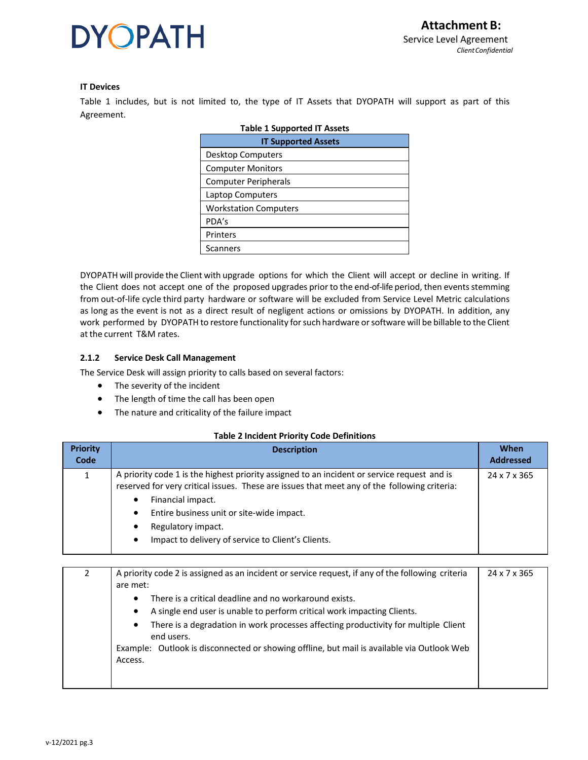**IT Devices**

Table 1 includes, but is not limited to, the type of IT Assets that DYOPATH will support as part of this Agreement.

**Table 1 Supported IT Assets**

| IT Supported Assets |
|---|
| Desktop Computers |
| Computer Monitors |
| Computer Peripherals |
| Laptop Computers |
| Workstation Computers |
| PDA's |
| Printers |
| Scanners |

DYOPATH will provide the Client with upgrade options for which the Client will accept or decline in writing. If the Client does not accept one of the proposed upgrades prior to the end-of-life period, then events stemming from out-of-life cycle third party hardware or software will be excluded from Service Level Metric calculations as long as the event is not as a direct result of negligent actions or omissions by DYOPATH. In addition, any work performed by DYOPATH to restore functionality for such hardware or software will be billable to the Client at the current T&M rates.

### 2.1.2 Service Desk Call Management

The Service Desk will assign priority to calls based on several factors:

- The severity of the incident
- The length of time the call has been open
- The nature and criticality of the failure impact

**Table 2 Incident Priority Code Definitions**

| Priority Code | Description | When Addressed |
|---|---|---|
| 1 | A priority code 1 is the highest priority assigned to an incident or service request and is reserved for very critical issues. These are issues that meet any of the following criteria:<br>• Financial impact.<br>• Entire business unit or site-wide impact.<br>• Regulatory impact.<br>• Impact to delivery of service to Client's Clients. | 24 x 7 x 365 |
| 2 | A priority code 2 is assigned as an incident or service request, if any of the following criteria are met:<br>• There is a critical deadline and no workaround exists.<br>• A single end user is unable to perform critical work impacting Clients.<br>• There is a degradation in work processes affecting productivity for multiple Client end users.<br>Example: Outlook is disconnected or showing offline, but mail is available via Outlook Web Access. | 24 x 7 x 365 |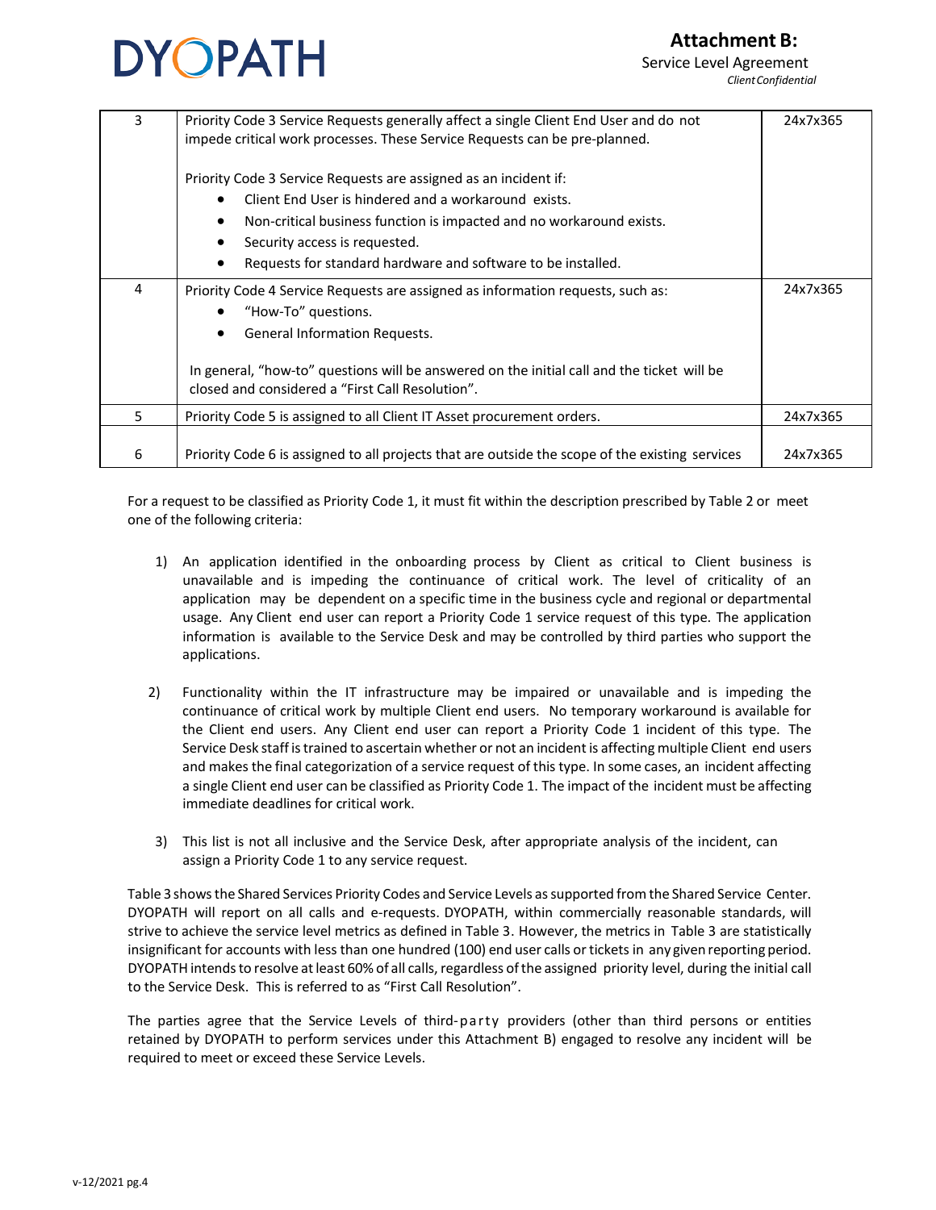| | | |
|---|---|---|
| 3 | Priority Code 3 Service Requests generally affect a single Client End User and do not impede critical work processes. These Service Requests can be pre-planned.<br><br>Priority Code 3 Service Requests are assigned as an incident if:<br>• Client End User is hindered and a workaround exists.<br>• Non-critical business function is impacted and no workaround exists.<br>• Security access is requested.<br>• Requests for standard hardware and software to be installed. | 24x7x365 |
| 4 | Priority Code 4 Service Requests are assigned as information requests, such as:<br>• "How-To" questions.<br>• General Information Requests.<br><br>In general, "how-to" questions will be answered on the initial call and the ticket will be closed and considered a "First Call Resolution". | 24x7x365 |
| 5 | Priority Code 5 is assigned to all Client IT Asset procurement orders. | 24x7x365 |
| 6 | Priority Code 6 is assigned to all projects that are outside the scope of the existing services | 24x7x365 |

For a request to be classified as Priority Code 1, it must fit within the description prescribed by Table 2 or meet one of the following criteria:

1) An application identified in the onboarding process by Client as critical to Client business is unavailable and is impeding the continuance of critical work. The level of criticality of an application may be dependent on a specific time in the business cycle and regional or departmental usage. Any Client end user can report a Priority Code 1 service request of this type. The application information is available to the Service Desk and may be controlled by third parties who support the applications.

2) Functionality within the IT infrastructure may be impaired or unavailable and is impeding the continuance of critical work by multiple Client end users. No temporary workaround is available for the Client end users. Any Client end user can report a Priority Code 1 incident of this type. The Service Desk staff is trained to ascertain whether or not an incident is affecting multiple Client end users and makes the final categorization of a service request of this type. In some cases, an incident affecting a single Client end user can be classified as Priority Code 1. The impact of the incident must be affecting immediate deadlines for critical work.

3) This list is not all inclusive and the Service Desk, after appropriate analysis of the incident, can assign a Priority Code 1 to any service request.

Table 3 shows the Shared Services Priority Codes and Service Levels as supported from the Shared Service Center. DYOPATH will report on all calls and e-requests. DYOPATH, within commercially reasonable standards, will strive to achieve the service level metrics as defined in Table 3. However, the metrics in Table 3 are statistically insignificant for accounts with less than one hundred (100) end user calls or tickets in any given reporting period. DYOPATH intends to resolve at least 60% of all calls, regardless of the assigned priority level, during the initial call to the Service Desk. This is referred to as "First Call Resolution".

The parties agree that the Service Levels of third-party providers (other than third persons or entities retained by DYOPATH to perform services under this Attachment B) engaged to resolve any incident will be required to meet or exceed these Service Levels.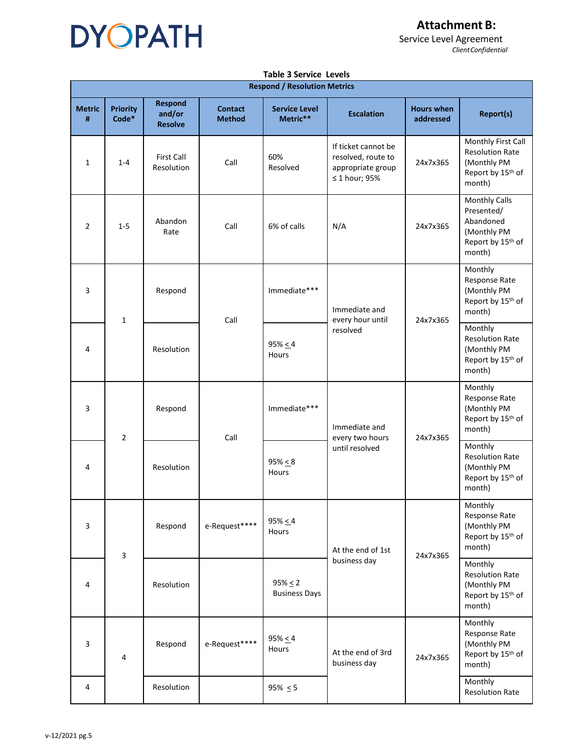# Attachment B:

Service Level Agreement

*Client Confidential*

**Table 3 Service Levels**

| Respond / Resolution Metrics | | | | | | | |
|---|---|---|---|---|---|---|---|
| **Metric #** | **Priority Code*** | **Respond and/or Resolve** | **Contact Method** | **Service Level Metric**** | **Escalation** | **Hours when addressed** | **Report(s)** |
| 1 | 1-4 | First Call Resolution | Call | 60% Resolved | If ticket cannot be resolved, route to appropriate group ≤ 1 hour; 95% | 24x7x365 | Monthly First Call Resolution Rate (Monthly PM Report by 15th of month) |
| 2 | 1-5 | Abandon Rate | Call | 6% of calls | N/A | 24x7x365 | Monthly Calls Presented/ Abandoned (Monthly PM Report by 15th of month) |
| 3 | 1 | Respond | Call | Immediate*** | Immediate and every hour until resolved | 24x7x365 | Monthly Response Rate (Monthly PM Report by 15th of month) |
| 4 | | Resolution | | 95% ≤ 4 Hours | | | Monthly Resolution Rate (Monthly PM Report by 15th of month) |
| 3 | 2 | Respond | Call | Immediate*** | Immediate and every two hours until resolved | 24x7x365 | Monthly Response Rate (Monthly PM Report by 15th of month) |
| 4 | | Resolution | | 95% ≤ 8 Hours | | | Monthly Resolution Rate (Monthly PM Report by 15th of month) |
| 3 | 3 | Respond | e-Request**** | 95% ≤ 4 Hours | At the end of 1st business day | 24x7x365 | Monthly Response Rate (Monthly PM Report by 15th of month) |
| 4 | | Resolution | | 95% ≤ 2 Business Days | | | Monthly Resolution Rate (Monthly PM Report by 15th of month) |
| 3 | 4 | Respond | e-Request**** | 95% ≤ 4 Hours | At the end of 3rd business day | 24x7x365 | Monthly Response Rate (Monthly PM Report by 15th of month) |
| 4 | | Resolution | | 95% ≤ 5 | | | Monthly Resolution Rate |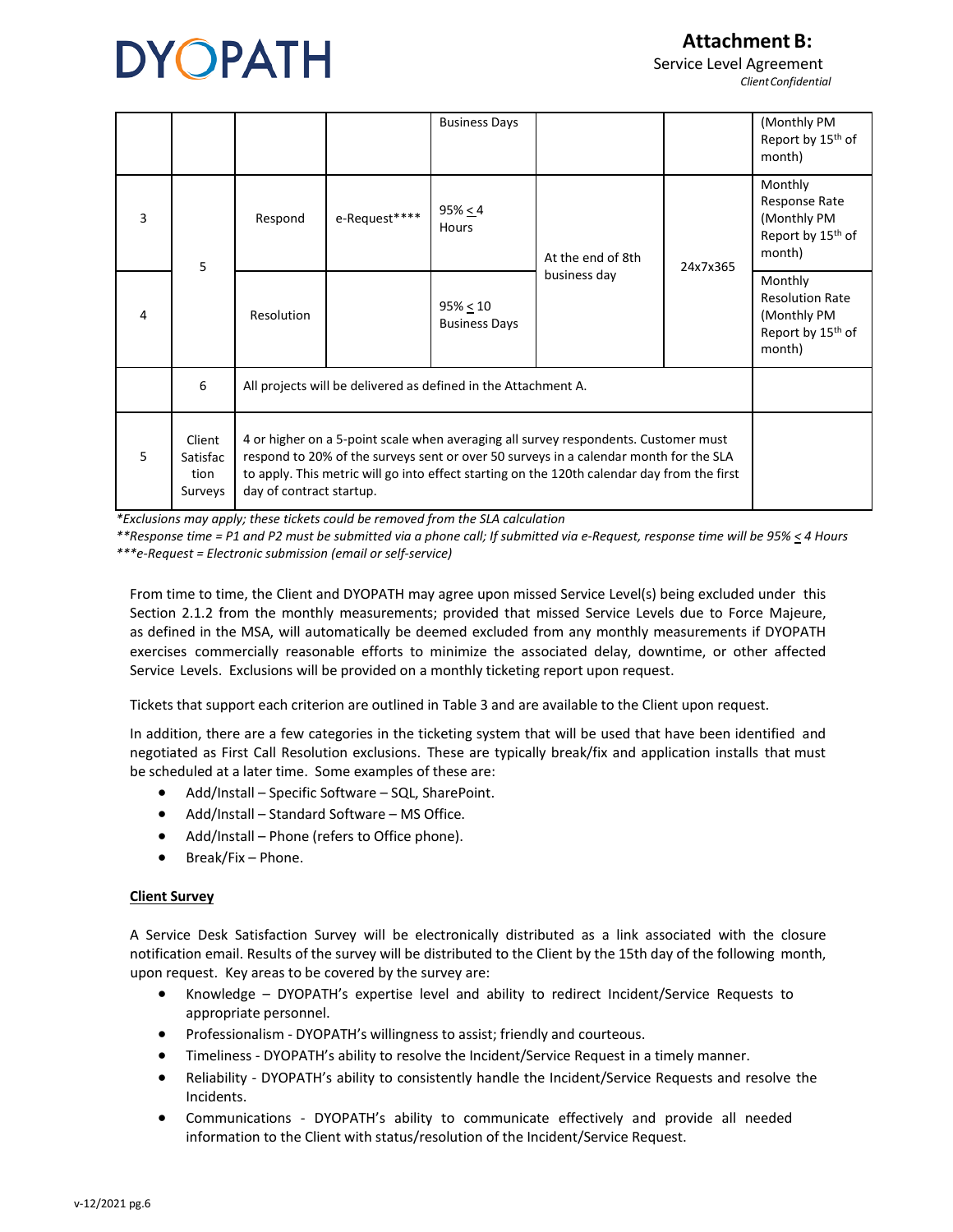| | | | | Business Days | | | (Monthly PM Report by 15th of month) |
|---|---|---|---|---|---|---|---|
| 3 | 5 | Respond | e-Request**** | 95% ≤ 4 Hours | At the end of 8th business day | 24x7x365 | Monthly Response Rate (Monthly PM Report by 15th of month) |
| 4 | | Resolution | | 95% ≤ 10 Business Days | | | Monthly Resolution Rate (Monthly PM Report by 15th of month) |
| | 6 | All projects will be delivered as defined in the Attachment A. | | | | | |
| 5 | Client Satisfaction Surveys | 4 or higher on a 5-point scale when averaging all survey respondents. Customer must respond to 20% of the surveys sent or over 50 surveys in a calendar month for the SLA to apply. This metric will go into effect starting on the 120th calendar day from the first day of contract startup. | | | | | |

*\*Exclusions may apply; these tickets could be removed from the SLA calculation*

*\*\*Response time = P1 and P2 must be submitted via a phone call; If submitted via e-Request, response time will be 95% ≤ 4 Hours*

*\*\*\*e-Request = Electronic submission (email or self-service)*

From time to time, the Client and DYOPATH may agree upon missed Service Level(s) being excluded under this Section 2.1.2 from the monthly measurements; provided that missed Service Levels due to Force Majeure, as defined in the MSA, will automatically be deemed excluded from any monthly measurements if DYOPATH exercises commercially reasonable efforts to minimize the associated delay, downtime, or other affected Service Levels. Exclusions will be provided on a monthly ticketing report upon request.

Tickets that support each criterion are outlined in Table 3 and are available to the Client upon request.

In addition, there are a few categories in the ticketing system that will be used that have been identified and negotiated as First Call Resolution exclusions. These are typically break/fix and application installs that must be scheduled at a later time. Some examples of these are:

- Add/Install – Specific Software – SQL, SharePoint.
- Add/Install – Standard Software – MS Office.
- Add/Install – Phone (refers to Office phone).
- Break/Fix – Phone.

**<u>Client Survey</u>**

A Service Desk Satisfaction Survey will be electronically distributed as a link associated with the closure notification email. Results of the survey will be distributed to the Client by the 15th day of the following month, upon request. Key areas to be covered by the survey are:

- Knowledge – DYOPATH's expertise level and ability to redirect Incident/Service Requests to appropriate personnel.
- Professionalism - DYOPATH's willingness to assist; friendly and courteous.
- Timeliness - DYOPATH's ability to resolve the Incident/Service Request in a timely manner.
- Reliability - DYOPATH's ability to consistently handle the Incident/Service Requests and resolve the Incidents.
- Communications - DYOPATH's ability to communicate effectively and provide all needed information to the Client with status/resolution of the Incident/Service Request.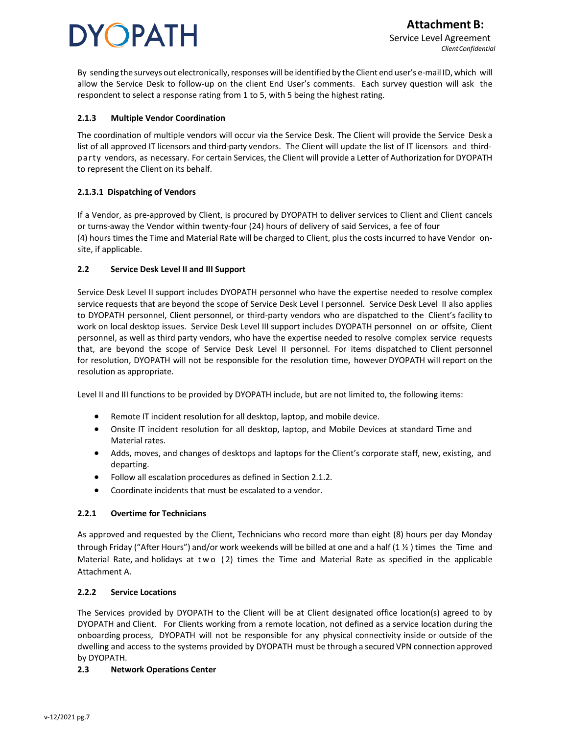By sending the surveys out electronically, responses will be identified by the Client end user's e-mail ID, which will allow the Service Desk to follow-up on the client End User's comments. Each survey question will ask the respondent to select a response rating from 1 to 5, with 5 being the highest rating.

### 2.1.3 Multiple Vendor Coordination

The coordination of multiple vendors will occur via the Service Desk. The Client will provide the Service Desk a list of all approved IT licensors and third-party vendors. The Client will update the list of IT licensors and third-party vendors, as necessary. For certain Services, the Client will provide a Letter of Authorization for DYOPATH to represent the Client on its behalf.

#### 2.1.3.1 Dispatching of Vendors

If a Vendor, as pre-approved by Client, is procured by DYOPATH to deliver services to Client and Client cancels or turns-away the Vendor within twenty-four (24) hours of delivery of said Services, a fee of four (4) hours times the Time and Material Rate will be charged to Client, plus the costs incurred to have Vendor on-site, if applicable.

### 2.2 Service Desk Level II and III Support

Service Desk Level II support includes DYOPATH personnel who have the expertise needed to resolve complex service requests that are beyond the scope of Service Desk Level I personnel. Service Desk Level II also applies to DYOPATH personnel, Client personnel, or third-party vendors who are dispatched to the Client's facility to work on local desktop issues. Service Desk Level III support includes DYOPATH personnel on or offsite, Client personnel, as well as third party vendors, who have the expertise needed to resolve complex service requests that, are beyond the scope of Service Desk Level II personnel. For items dispatched to Client personnel for resolution, DYOPATH will not be responsible for the resolution time, however DYOPATH will report on the resolution as appropriate.

Level II and III functions to be provided by DYOPATH include, but are not limited to, the following items:

- Remote IT incident resolution for all desktop, laptop, and mobile device.
- Onsite IT incident resolution for all desktop, laptop, and Mobile Devices at standard Time and Material rates.
- Adds, moves, and changes of desktops and laptops for the Client's corporate staff, new, existing, and departing.
- Follow all escalation procedures as defined in Section 2.1.2.
- Coordinate incidents that must be escalated to a vendor.

### 2.2.1 Overtime for Technicians

As approved and requested by the Client, Technicians who record more than eight (8) hours per day Monday through Friday ("After Hours") and/or work weekends will be billed at one and a half (1 ½ ) times the Time and Material Rate, and holidays at two (2) times the Time and Material Rate as specified in the applicable Attachment A.

### 2.2.2 Service Locations

The Services provided by DYOPATH to the Client will be at Client designated office location(s) agreed to by DYOPATH and Client. For Clients working from a remote location, not defined as a service location during the onboarding process, DYOPATH will not be responsible for any physical connectivity inside or outside of the dwelling and access to the systems provided by DYOPATH must be through a secured VPN connection approved by DYOPATH.

### 2.3 Network Operations Center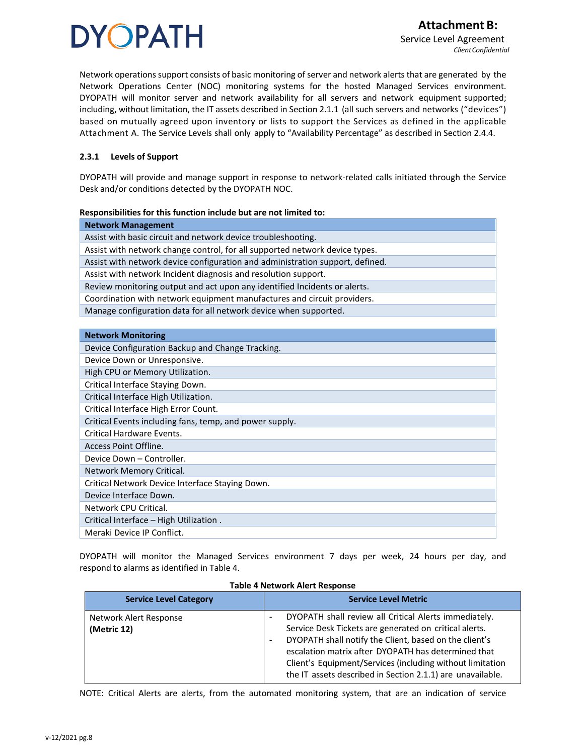Network operations support consists of basic monitoring of server and network alerts that are generated by the Network Operations Center (NOC) monitoring systems for the hosted Managed Services environment. DYOPATH will monitor server and network availability for all servers and network equipment supported; including, without limitation, the IT assets described in Section 2.1.1 (all such servers and networks (“devices”) based on mutually agreed upon inventory or lists to support the Services as defined in the applicable Attachment A. The Service Levels shall only apply to “Availability Percentage” as described in Section 2.4.4.

### 2.3.1 Levels of Support

DYOPATH will provide and manage support in response to network-related calls initiated through the Service Desk and/or conditions detected by the DYOPATH NOC.

**Responsibilities for this function include but are not limited to:**

| **Network Management** |
|---|
| Assist with basic circuit and network device troubleshooting. |
| Assist with network change control, for all supported network device types. |
| Assist with network device configuration and administration support, defined. |
| Assist with network Incident diagnosis and resolution support. |
| Review monitoring output and act upon any identified Incidents or alerts. |
| Coordination with network equipment manufactures and circuit providers. |
| Manage configuration data for all network device when supported. |

| **Network Monitoring** |
|---|
| Device Configuration Backup and Change Tracking. |
| Device Down or Unresponsive. |
| High CPU or Memory Utilization. |
| Critical Interface Staying Down. |
| Critical Interface High Utilization. |
| Critical Interface High Error Count. |
| Critical Events including fans, temp, and power supply. |
| Critical Hardware Events. |
| Access Point Offline. |
| Device Down – Controller. |
| Network Memory Critical. |
| Critical Network Device Interface Staying Down. |
| Device Interface Down. |
| Network CPU Critical. |
| Critical Interface – High Utilization . |
| Meraki Device IP Conflict. |

DYOPATH will monitor the Managed Services environment 7 days per week, 24 hours per day, and respond to alarms as identified in Table 4.

**Table 4 Network Alert Response**

| Service Level Category | Service Level Metric |
|---|---|
| Network Alert Response **(Metric 12)** | - DYOPATH shall review all Critical Alerts immediately. Service Desk Tickets are generated on critical alerts.<br>- DYOPATH shall notify the Client, based on the client’s escalation matrix after DYOPATH has determined that Client’s Equipment/Services (including without limitation the IT assets described in Section 2.1.1) are unavailable. |

NOTE: Critical Alerts are alerts, from the automated monitoring system, that are an indication of service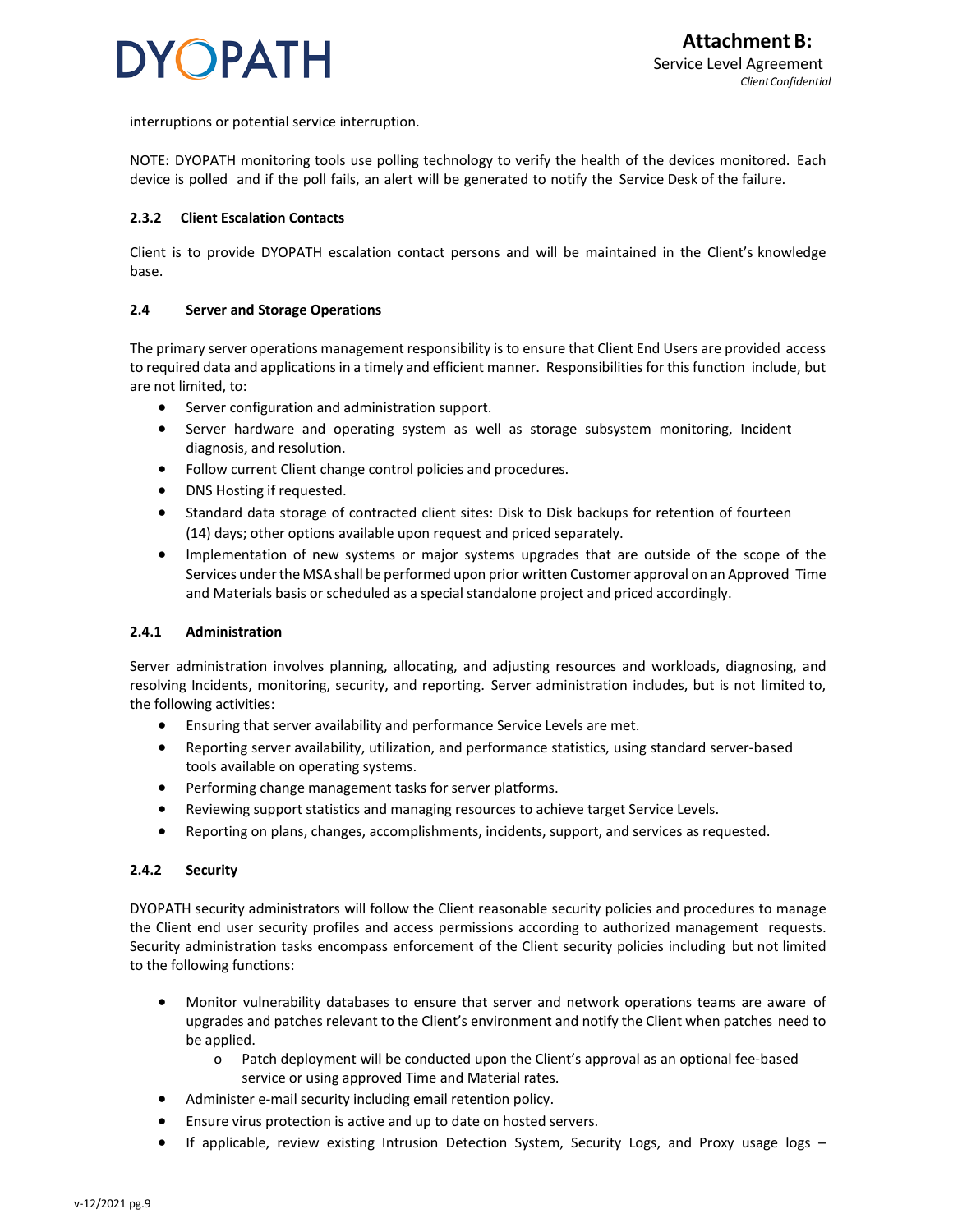interruptions or potential service interruption.

NOTE: DYOPATH monitoring tools use polling technology to verify the health of the devices monitored. Each device is polled and if the poll fails, an alert will be generated to notify the Service Desk of the failure.

#### 2.3.2 Client Escalation Contacts

Client is to provide DYOPATH escalation contact persons and will be maintained in the Client's knowledge base.

### 2.4 Server and Storage Operations

The primary server operations management responsibility is to ensure that Client End Users are provided access to required data and applications in a timely and efficient manner. Responsibilities for this function include, but are not limited, to:

- Server configuration and administration support.
- Server hardware and operating system as well as storage subsystem monitoring, Incident diagnosis, and resolution.
- Follow current Client change control policies and procedures.
- DNS Hosting if requested.
- Standard data storage of contracted client sites: Disk to Disk backups for retention of fourteen (14) days; other options available upon request and priced separately.
- Implementation of new systems or major systems upgrades that are outside of the scope of the Services under the MSA shall be performed upon prior written Customer approval on an Approved Time and Materials basis or scheduled as a special standalone project and priced accordingly.

#### 2.4.1 Administration

Server administration involves planning, allocating, and adjusting resources and workloads, diagnosing, and resolving Incidents, monitoring, security, and reporting. Server administration includes, but is not limited to, the following activities:

- Ensuring that server availability and performance Service Levels are met.
- Reporting server availability, utilization, and performance statistics, using standard server-based tools available on operating systems.
- Performing change management tasks for server platforms.
- Reviewing support statistics and managing resources to achieve target Service Levels.
- Reporting on plans, changes, accomplishments, incidents, support, and services as requested.

#### 2.4.2 Security

DYOPATH security administrators will follow the Client reasonable security policies and procedures to manage the Client end user security profiles and access permissions according to authorized management requests. Security administration tasks encompass enforcement of the Client security policies including but not limited to the following functions:

- Monitor vulnerability databases to ensure that server and network operations teams are aware of upgrades and patches relevant to the Client's environment and notify the Client when patches need to be applied.
  - Patch deployment will be conducted upon the Client's approval as an optional fee-based service or using approved Time and Material rates.
- Administer e-mail security including email retention policy.
- Ensure virus protection is active and up to date on hosted servers.
- If applicable, review existing Intrusion Detection System, Security Logs, and Proxy usage logs –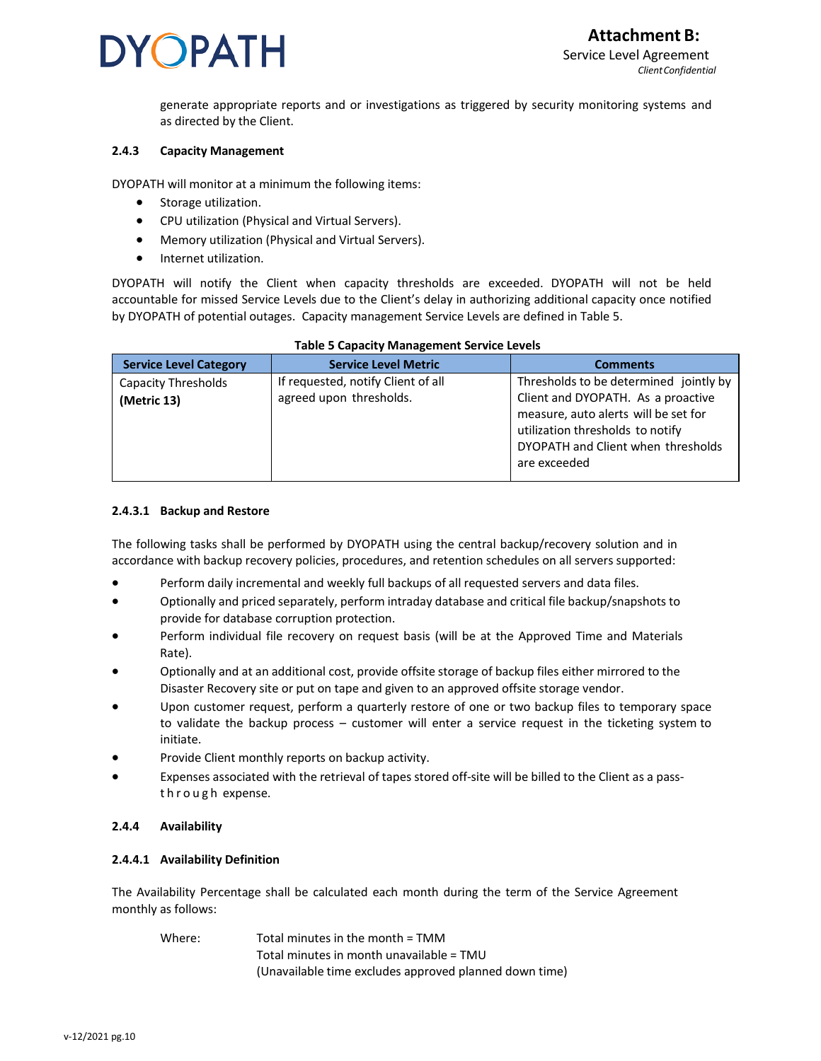generate appropriate reports and or investigations as triggered by security monitoring systems and as directed by the Client.

#### 2.4.3 Capacity Management

DYOPATH will monitor at a minimum the following items:

- Storage utilization.
- CPU utilization (Physical and Virtual Servers).
- Memory utilization (Physical and Virtual Servers).
- Internet utilization.

DYOPATH will notify the Client when capacity thresholds are exceeded. DYOPATH will not be held accountable for missed Service Levels due to the Client's delay in authorizing additional capacity once notified by DYOPATH of potential outages. Capacity management Service Levels are defined in Table 5.

**Table 5 Capacity Management Service Levels**

| Service Level Category | Service Level Metric | Comments |
|---|---|---|
| Capacity Thresholds **(Metric 13)** | If requested, notify Client of all agreed upon thresholds. | Thresholds to be determined jointly by Client and DYOPATH. As a proactive measure, auto alerts will be set for utilization thresholds to notify DYOPATH and Client when thresholds are exceeded |

##### 2.4.3.1 Backup and Restore

The following tasks shall be performed by DYOPATH using the central backup/recovery solution and in accordance with backup recovery policies, procedures, and retention schedules on all servers supported:

- Perform daily incremental and weekly full backups of all requested servers and data files.
- Optionally and priced separately, perform intraday database and critical file backup/snapshots to provide for database corruption protection.
- Perform individual file recovery on request basis (will be at the Approved Time and Materials Rate).
- Optionally and at an additional cost, provide offsite storage of backup files either mirrored to the Disaster Recovery site or put on tape and given to an approved offsite storage vendor.
- Upon customer request, perform a quarterly restore of one or two backup files to temporary space to validate the backup process – customer will enter a service request in the ticketing system to initiate.
- Provide Client monthly reports on backup activity.
- Expenses associated with the retrieval of tapes stored off-site will be billed to the Client as a pass-through expense.

#### 2.4.4 Availability

##### 2.4.4.1 Availability Definition

The Availability Percentage shall be calculated each month during the term of the Service Agreement monthly as follows:

Where: Total minutes in the month = TMM  
Total minutes in month unavailable = TMU  
(Unavailable time excludes approved planned down time)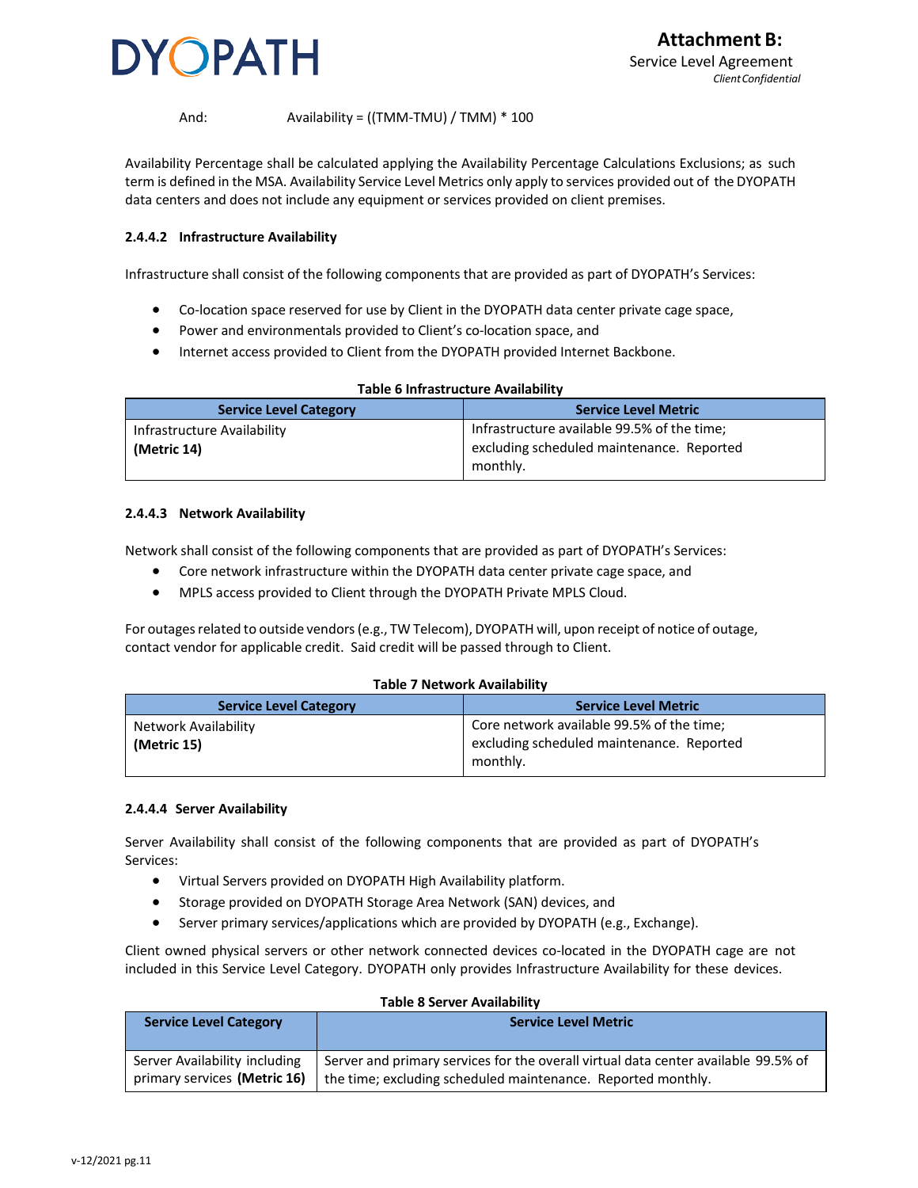And: Availability = ((TMM-TMU) / TMM) * 100

Availability Percentage shall be calculated applying the Availability Percentage Calculations Exclusions; as such term is defined in the MSA. Availability Service Level Metrics only apply to services provided out of the DYOPATH data centers and does not include any equipment or services provided on client premises.

#### 2.4.4.2 Infrastructure Availability

Infrastructure shall consist of the following components that are provided as part of DYOPATH's Services:

- Co-location space reserved for use by Client in the DYOPATH data center private cage space,
- Power and environmentals provided to Client's co-location space, and
- Internet access provided to Client from the DYOPATH provided Internet Backbone.

**Table 6 Infrastructure Availability**

| Service Level Category | Service Level Metric |
|---|---|
| Infrastructure Availability **(Metric 14)** | Infrastructure available 99.5% of the time; excluding scheduled maintenance. Reported monthly. |

#### 2.4.4.3 Network Availability

Network shall consist of the following components that are provided as part of DYOPATH's Services:

- Core network infrastructure within the DYOPATH data center private cage space, and
- MPLS access provided to Client through the DYOPATH Private MPLS Cloud.

For outages related to outside vendors (e.g., TW Telecom), DYOPATH will, upon receipt of notice of outage, contact vendor for applicable credit. Said credit will be passed through to Client.

**Table 7 Network Availability**

| Service Level Category | Service Level Metric |
|---|---|
| Network Availability **(Metric 15)** | Core network available 99.5% of the time; excluding scheduled maintenance. Reported monthly. |

#### 2.4.4.4 Server Availability

Server Availability shall consist of the following components that are provided as part of DYOPATH's Services:

- Virtual Servers provided on DYOPATH High Availability platform.
- Storage provided on DYOPATH Storage Area Network (SAN) devices, and
- Server primary services/applications which are provided by DYOPATH (e.g., Exchange).

Client owned physical servers or other network connected devices co-located in the DYOPATH cage are not included in this Service Level Category. DYOPATH only provides Infrastructure Availability for these devices.

**Table 8 Server Availability**

| Service Level Category | Service Level Metric |
|---|---|
| Server Availability including primary services **(Metric 16)** | Server and primary services for the overall virtual data center available 99.5% of the time; excluding scheduled maintenance. Reported monthly. |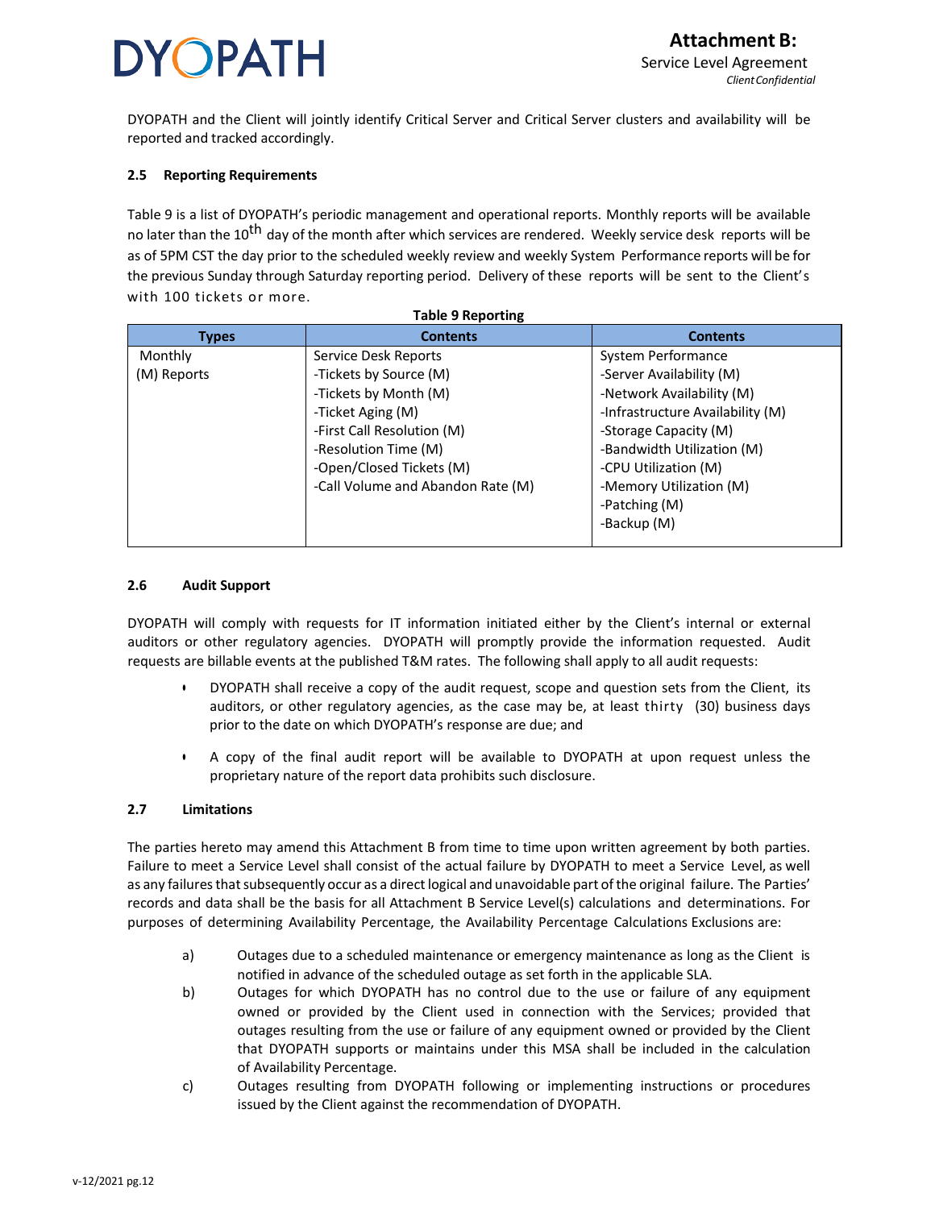DYOPATH and the Client will jointly identify Critical Server and Critical Server clusters and availability will be reported and tracked accordingly.

### 2.5 Reporting Requirements

Table 9 is a list of DYOPATH's periodic management and operational reports. Monthly reports will be available no later than the 10th day of the month after which services are rendered. Weekly service desk reports will be as of 5PM CST the day prior to the scheduled weekly review and weekly System Performance reports will be for the previous Sunday through Saturday reporting period. Delivery of these reports will be sent to the Client's with 100 tickets or more.

**Table 9 Reporting**

| Types | Contents | Contents |
|---|---|---|
| Monthly (M) Reports | Service Desk Reports<br>-Tickets by Source (M)<br>-Tickets by Month (M)<br>-Ticket Aging (M)<br>-First Call Resolution (M)<br>-Resolution Time (M)<br>-Open/Closed Tickets (M)<br>-Call Volume and Abandon Rate (M) | System Performance<br>-Server Availability (M)<br>-Network Availability (M)<br>-Infrastructure Availability (M)<br>-Storage Capacity (M)<br>-Bandwidth Utilization (M)<br>-CPU Utilization (M)<br>-Memory Utilization (M)<br>-Patching (M)<br>-Backup (M) |

### 2.6 Audit Support

DYOPATH will comply with requests for IT information initiated either by the Client's internal or external auditors or other regulatory agencies. DYOPATH will promptly provide the information requested. Audit requests are billable events at the published T&M rates. The following shall apply to all audit requests:

- DYOPATH shall receive a copy of the audit request, scope and question sets from the Client, its auditors, or other regulatory agencies, as the case may be, at least thirty (30) business days prior to the date on which DYOPATH's response are due; and
- A copy of the final audit report will be available to DYOPATH at upon request unless the proprietary nature of the report data prohibits such disclosure.

### 2.7 Limitations

The parties hereto may amend this Attachment B from time to time upon written agreement by both parties. Failure to meet a Service Level shall consist of the actual failure by DYOPATH to meet a Service Level, as well as any failures that subsequently occur as a direct logical and unavoidable part of the original failure. The Parties' records and data shall be the basis for all Attachment B Service Level(s) calculations and determinations. For purposes of determining Availability Percentage, the Availability Percentage Calculations Exclusions are:

a) Outages due to a scheduled maintenance or emergency maintenance as long as the Client is notified in advance of the scheduled outage as set forth in the applicable SLA.

b) Outages for which DYOPATH has no control due to the use or failure of any equipment owned or provided by the Client used in connection with the Services; provided that outages resulting from the use or failure of any equipment owned or provided by the Client that DYOPATH supports or maintains under this MSA shall be included in the calculation of Availability Percentage.

c) Outages resulting from DYOPATH following or implementing instructions or procedures issued by the Client against the recommendation of DYOPATH.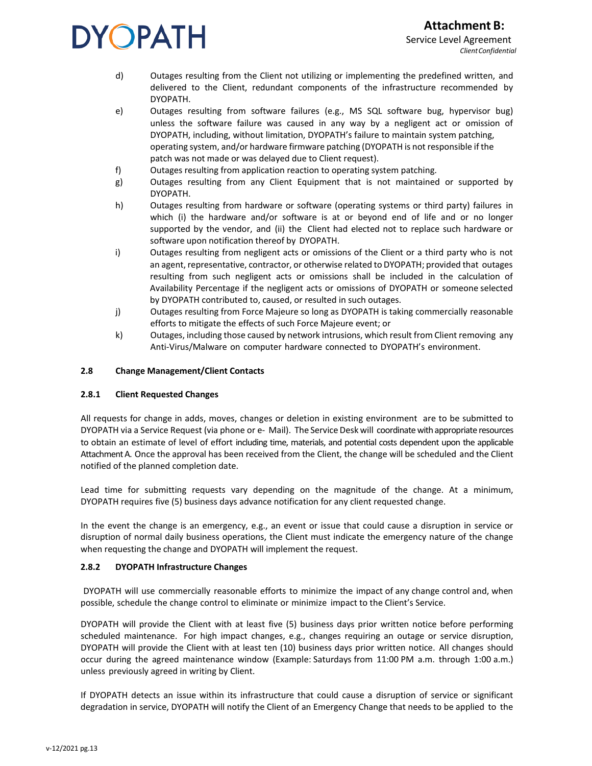d) Outages resulting from the Client not utilizing or implementing the predefined written, and delivered to the Client, redundant components of the infrastructure recommended by DYOPATH.

e) Outages resulting from software failures (e.g., MS SQL software bug, hypervisor bug) unless the software failure was caused in any way by a negligent act or omission of DYOPATH, including, without limitation, DYOPATH's failure to maintain system patching, operating system, and/or hardware firmware patching (DYOPATH is not responsible if the patch was not made or was delayed due to Client request).

f) Outages resulting from application reaction to operating system patching.

g) Outages resulting from any Client Equipment that is not maintained or supported by DYOPATH.

h) Outages resulting from hardware or software (operating systems or third party) failures in which (i) the hardware and/or software is at or beyond end of life and or no longer supported by the vendor, and (ii) the Client had elected not to replace such hardware or software upon notification thereof by DYOPATH.

i) Outages resulting from negligent acts or omissions of the Client or a third party who is not an agent, representative, contractor, or otherwise related to DYOPATH; provided that outages resulting from such negligent acts or omissions shall be included in the calculation of Availability Percentage if the negligent acts or omissions of DYOPATH or someone selected by DYOPATH contributed to, caused, or resulted in such outages.

j) Outages resulting from Force Majeure so long as DYOPATH is taking commercially reasonable efforts to mitigate the effects of such Force Majeure event; or

k) Outages, including those caused by network intrusions, which result from Client removing any Anti-Virus/Malware on computer hardware connected to DYOPATH's environment.

### 2.8 Change Management/Client Contacts

#### 2.8.1 Client Requested Changes

All requests for change in adds, moves, changes or deletion in existing environment are to be submitted to DYOPATH via a Service Request (via phone or e- Mail). The Service Desk will coordinate with appropriate resources to obtain an estimate of level of effort including time, materials, and potential costs dependent upon the applicable Attachment A. Once the approval has been received from the Client, the change will be scheduled and the Client notified of the planned completion date.

Lead time for submitting requests vary depending on the magnitude of the change. At a minimum, DYOPATH requires five (5) business days advance notification for any client requested change.

In the event the change is an emergency, e.g., an event or issue that could cause a disruption in service or disruption of normal daily business operations, the Client must indicate the emergency nature of the change when requesting the change and DYOPATH will implement the request.

#### 2.8.2 DYOPATH Infrastructure Changes

DYOPATH will use commercially reasonable efforts to minimize the impact of any change control and, when possible, schedule the change control to eliminate or minimize impact to the Client's Service.

DYOPATH will provide the Client with at least five (5) business days prior written notice before performing scheduled maintenance. For high impact changes, e.g., changes requiring an outage or service disruption, DYOPATH will provide the Client with at least ten (10) business days prior written notice. All changes should occur during the agreed maintenance window (Example: Saturdays from 11:00 PM a.m. through 1:00 a.m.) unless previously agreed in writing by Client.

If DYOPATH detects an issue within its infrastructure that could cause a disruption of service or significant degradation in service, DYOPATH will notify the Client of an Emergency Change that needs to be applied to the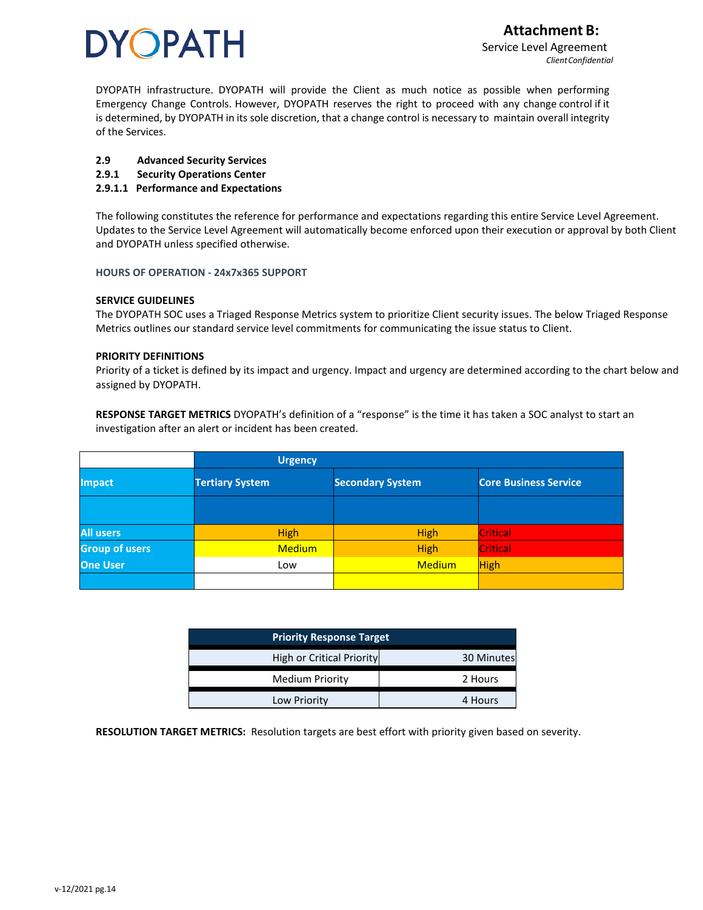DYOPATH infrastructure. DYOPATH will provide the Client as much notice as possible when performing Emergency Change Controls. However, DYOPATH reserves the right to proceed with any change control if it is determined, by DYOPATH in its sole discretion, that a change control is necessary to maintain overall integrity of the Services.

**2.9 Advanced Security Services**

**2.9.1 Security Operations Center**

**2.9.1.1 Performance and Expectations**

The following constitutes the reference for performance and expectations regarding this entire Service Level Agreement. Updates to the Service Level Agreement will automatically become enforced upon their execution or approval by both Client and DYOPATH unless specified otherwise.

**HOURS OF OPERATION - 24x7x365 SUPPORT**

**SERVICE GUIDELINES**

The DYOPATH SOC uses a Triaged Response Metrics system to prioritize Client security issues. The below Triaged Response Metrics outlines our standard service level commitments for communicating the issue status to Client.

**PRIORITY DEFINITIONS**

Priority of a ticket is defined by its impact and urgency. Impact and urgency are determined according to the chart below and assigned by DYOPATH.

**RESPONSE TARGET METRICS** DYOPATH's definition of a "response" is the time it has taken a SOC analyst to start an investigation after an alert or incident has been created.

| | Urgency | | |
|---|---|---|---|
| **Impact** | **Tertiary System** | **Secondary System** | **Core Business Service** |
| **All users** | High | High | Critical |
| **Group of users** | Medium | High | Critical |
| **One User** | Low | Medium | High |

| Priority Response Target | |
|---|---|
| High or Critical Priority | 30 Minutes |
| Medium Priority | 2 Hours |
| Low Priority | 4 Hours |

**RESOLUTION TARGET METRICS:** Resolution targets are best effort with priority given based on severity.